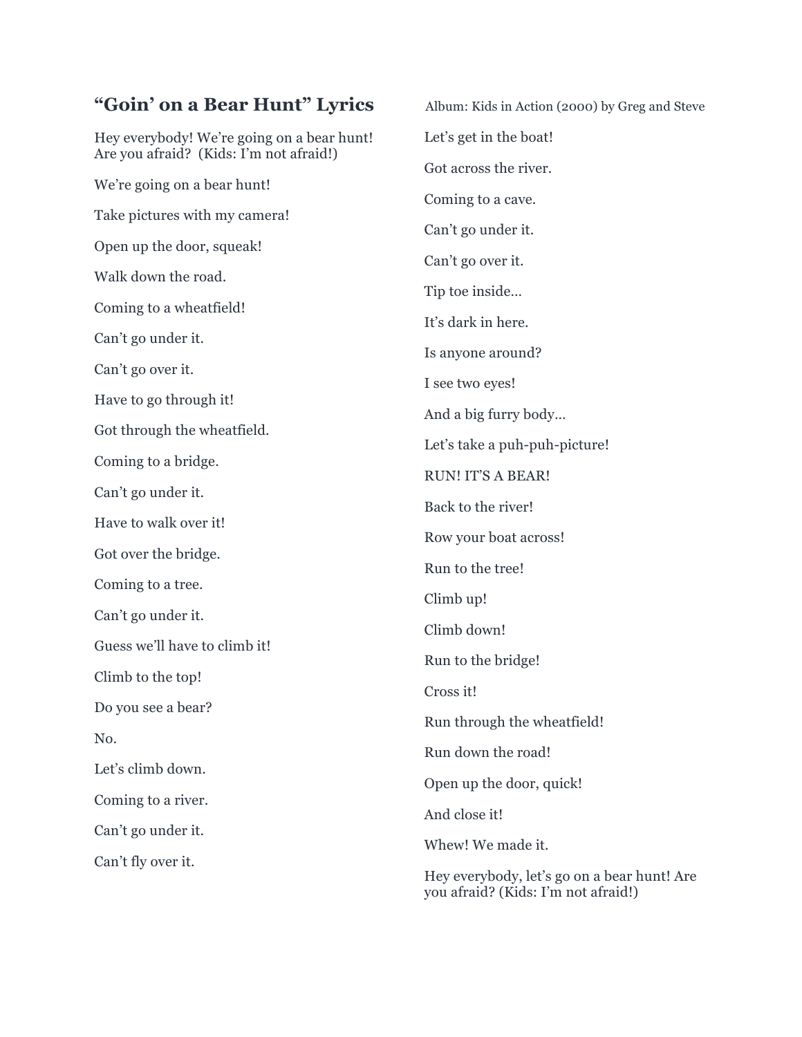# "Goin' on a Bear Hunt" Lyrics

Album: Kids in Action (2000) by Greg and Steve

Hey everybody! We're going on a bear hunt! Are you afraid? (Kids: I'm not afraid!)

We're going on a bear hunt!

Take pictures with my camera!

Open up the door, squeak!

Walk down the road.

Coming to a wheatfield!

Can't go under it.

Can't go over it.

Have to go through it!

Got through the wheatfield.

Coming to a bridge.

Can't go under it.

Have to walk over it!

Got over the bridge.

Coming to a tree.

Can't go under it.

Guess we'll have to climb it!

Climb to the top!

Do you see a bear?

No.

Let's climb down.

Coming to a river.

Can't go under it.

Can't fly over it.

Let's get in the boat!

Got across the river.

Coming to a cave.

Can't go under it.

Can't go over it.

Tip toe inside…

It's dark in here.

Is anyone around?

I see two eyes!

And a big furry body…

Let's take a puh-puh-picture!

RUN! IT'S A BEAR!

Back to the river!

Row your boat across!

Run to the tree!

Climb up!

Climb down!

Run to the bridge!

Cross it!

Run through the wheatfield!

Run down the road!

Open up the door, quick!

And close it!

Whew! We made it.

Hey everybody, let's go on a bear hunt! Are you afraid? (Kids: I'm not afraid!)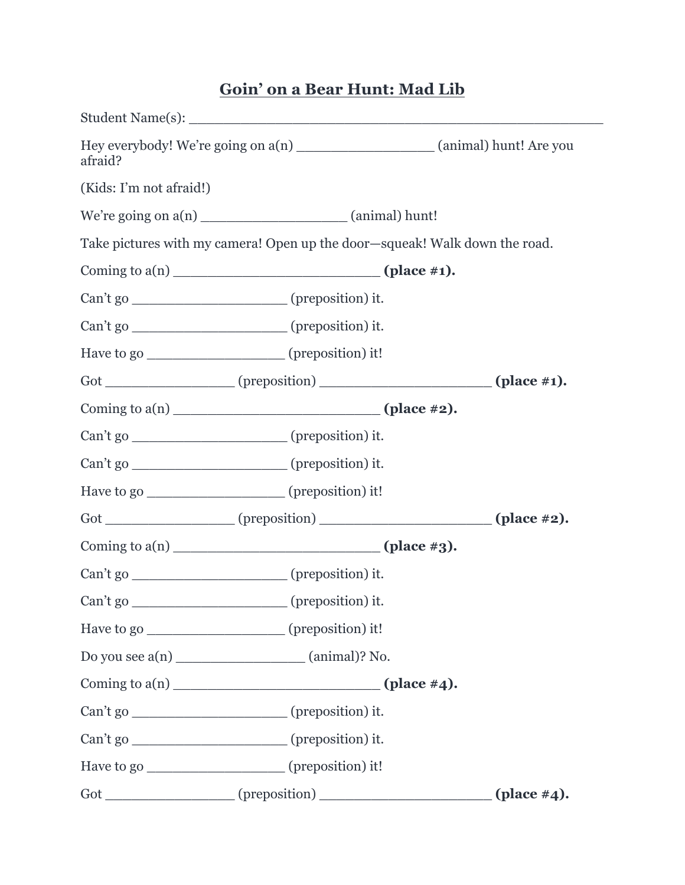## Goin' on a Bear Hunt: Mad Lib

Student Name(s): ___________________________________________________

Hey everybody! We're going on a(n) ________________ (animal) hunt! Are you afraid?

(Kids: I'm not afraid!)

We're going on a(n) __________________ (animal) hunt!

Take pictures with my camera! Open up the door—squeak! Walk down the road.

Coming to a(n) _________________________ **(place #1).**

Can't go ___________________ (preposition) it.

Can't go ___________________ (preposition) it.

Have to go _________________ (preposition) it!

Got ________________ (preposition) _____________________ **(place #1).**

Coming to a(n) _________________________ **(place #2).**

Can't go ___________________ (preposition) it.

Can't go ___________________ (preposition) it.

Have to go _________________ (preposition) it!

Got ________________ (preposition) _____________________ **(place #2).**

Coming to a(n) _________________________ **(place #3).**

Can't go ___________________ (preposition) it.

Can't go ___________________ (preposition) it.

Have to go _________________ (preposition) it!

Do you see a(n) ________________ (animal)? No.

Coming to a(n) _________________________ **(place #4).**

Can't go ___________________ (preposition) it.

Can't go ___________________ (preposition) it.

Have to go _________________ (preposition) it!

Got ________________ (preposition) _____________________ **(place #4).**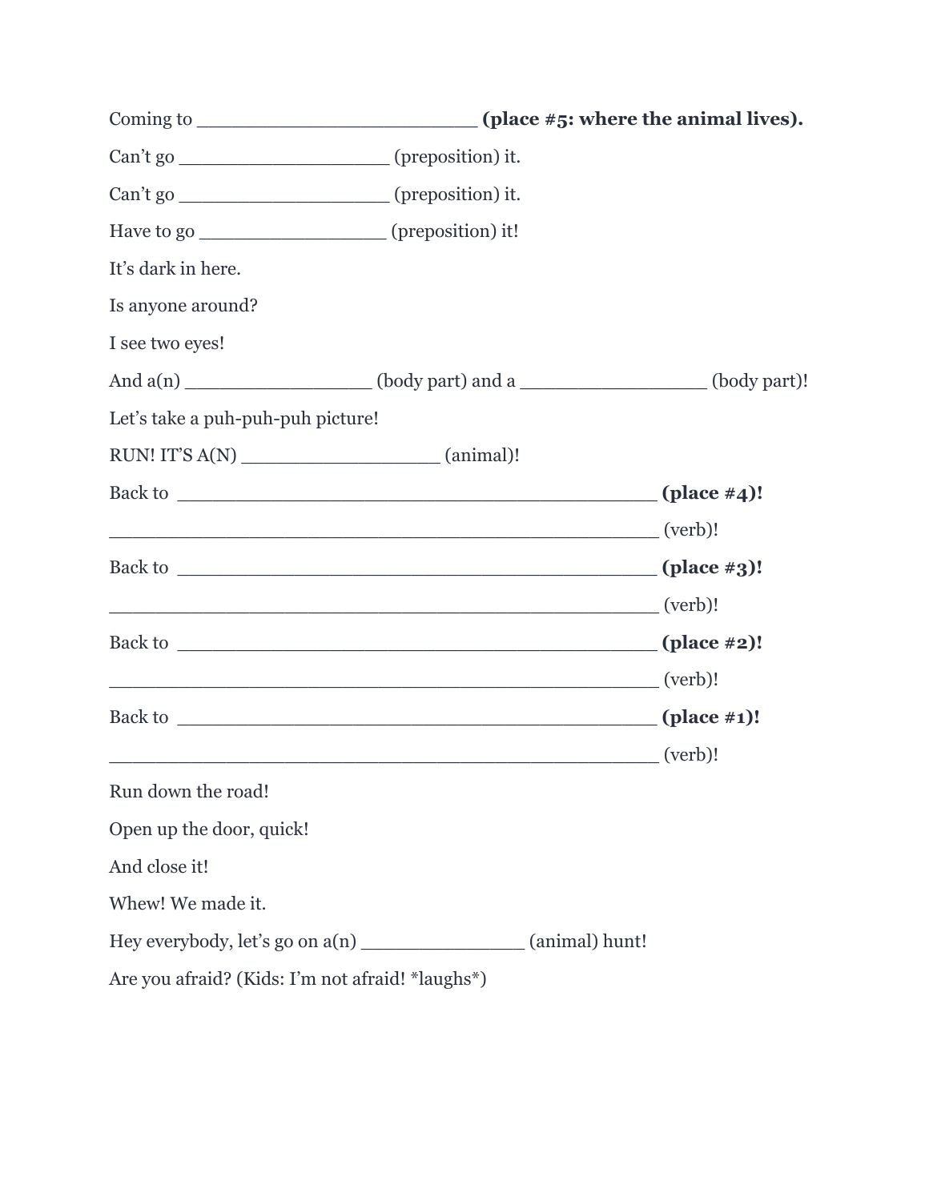Coming to ________________________ **(place #5: where the animal lives).**

Can't go __________________ (preposition) it.

Can't go ___________________ (preposition) it.

Have to go _________________ (preposition) it!

It's dark in here.

Is anyone around?

I see two eyes!

And a(n) _________________ (body part) and a _________________ (body part)!

Let's take a puh-puh-puh picture!

RUN! IT'S A(N) __________________ (animal)!

Back to ____________________________________________ **(place #4)!**

__________________________________________________ (verb)!

Back to ____________________________________________ **(place #3)!**

__________________________________________________ (verb)!

Back to ____________________________________________ **(place #2)!**

__________________________________________________ (verb)!

Back to ____________________________________________ **(place #1)!**

__________________________________________________ (verb)!

Run down the road!

Open up the door, quick!

And close it!

Whew! We made it.

Hey everybody, let's go on a(n) _______________ (animal) hunt!

Are you afraid? (Kids: I'm not afraid! *laughs*)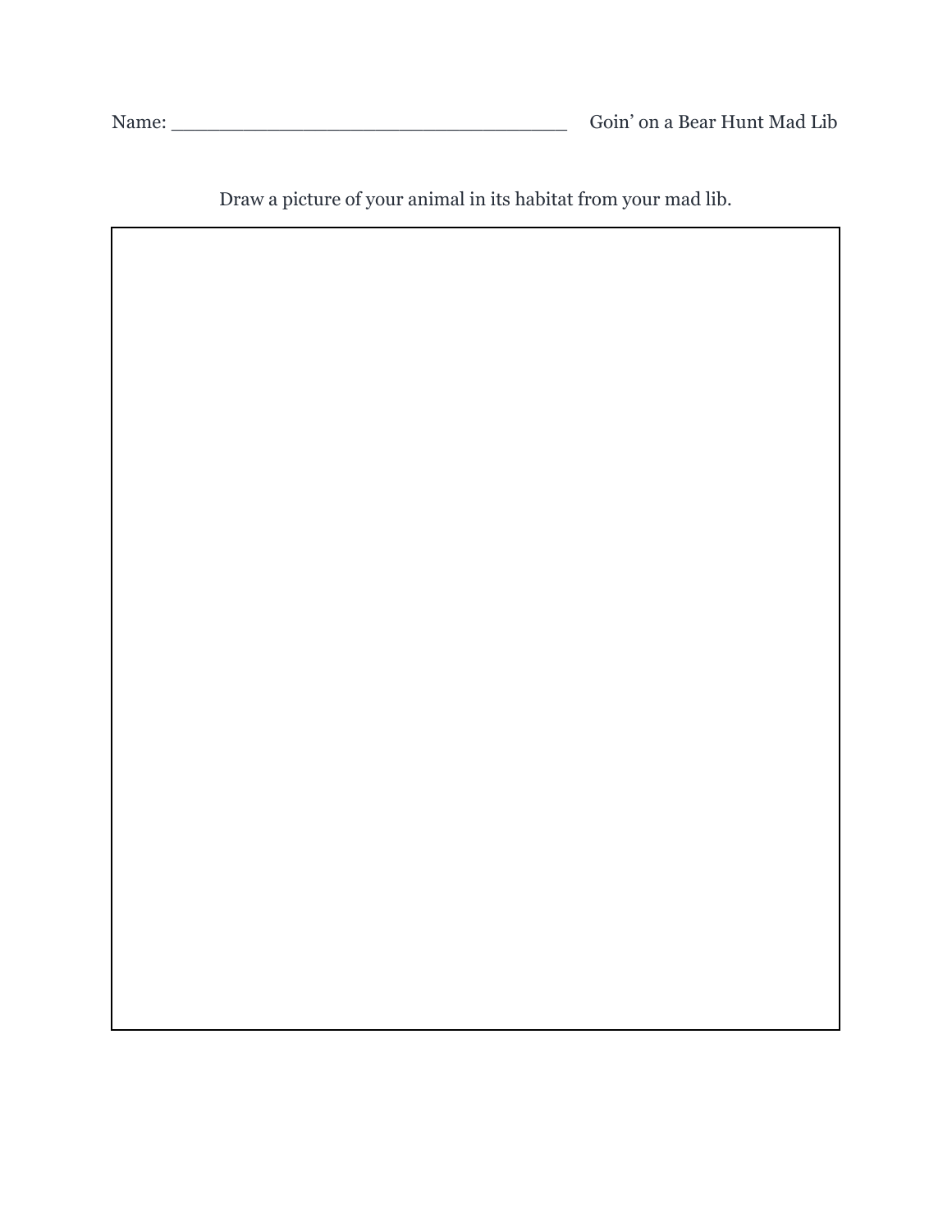Name: ___________________________________ Goin' on a Bear Hunt Mad Lib

Draw a picture of your animal in its habitat from your mad lib.